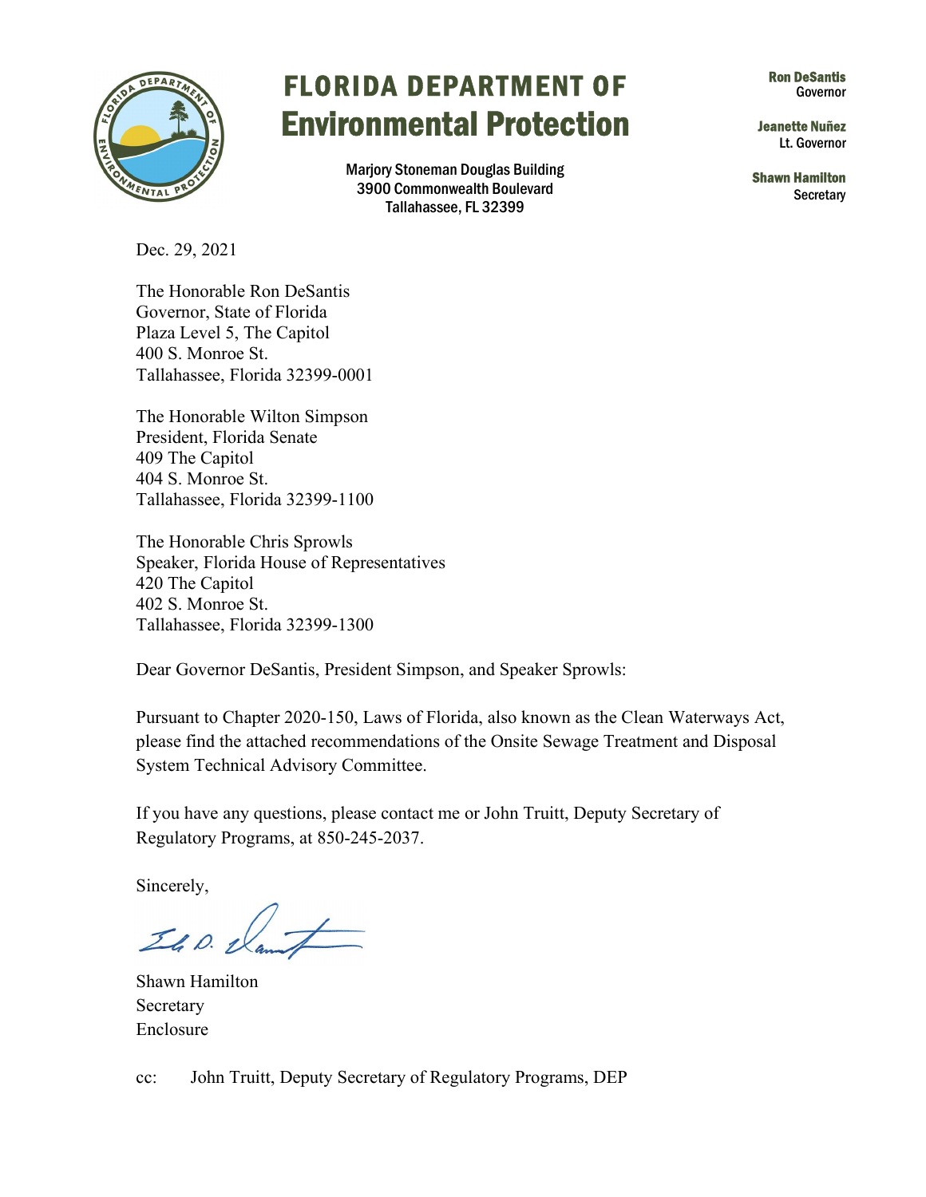# FLORIDA DEPARTMENT OF
# Environmental Protection

Marjory Stoneman Douglas Building
3900 Commonwealth Boulevard
Tallahassee, FL 32399

**Ron DeSantis**
Governor

**Jeanette Nuñez**
Lt. Governor

**Shawn Hamilton**
Secretary

Dec. 29, 2021

The Honorable Ron DeSantis
Governor, State of Florida
Plaza Level 5, The Capitol
400 S. Monroe St.
Tallahassee, Florida 32399-0001

The Honorable Wilton Simpson
President, Florida Senate
409 The Capitol
404 S. Monroe St.
Tallahassee, Florida 32399-1100

The Honorable Chris Sprowls
Speaker, Florida House of Representatives
420 The Capitol
402 S. Monroe St.
Tallahassee, Florida 32399-1300

Dear Governor DeSantis, President Simpson, and Speaker Sprowls:

Pursuant to Chapter 2020-150, Laws of Florida, also known as the Clean Waterways Act, please find the attached recommendations of the Onsite Sewage Treatment and Disposal System Technical Advisory Committee.

If you have any questions, please contact me or John Truitt, Deputy Secretary of Regulatory Programs, at 850-245-2037.

Sincerely,

Shawn Hamilton
Secretary
Enclosure

cc: John Truitt, Deputy Secretary of Regulatory Programs, DEP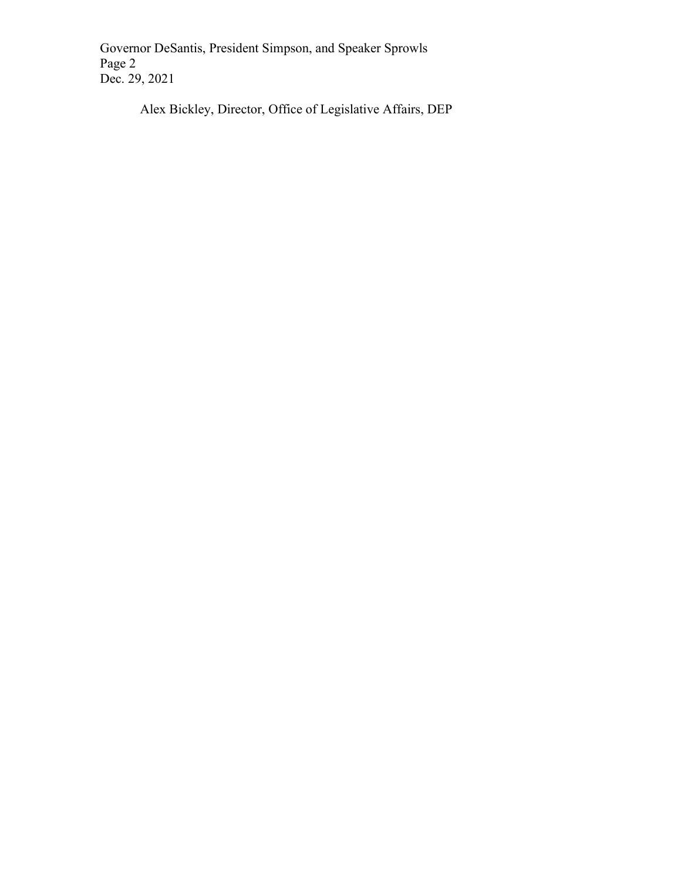Alex Bickley, Director, Office of Legislative Affairs, DEP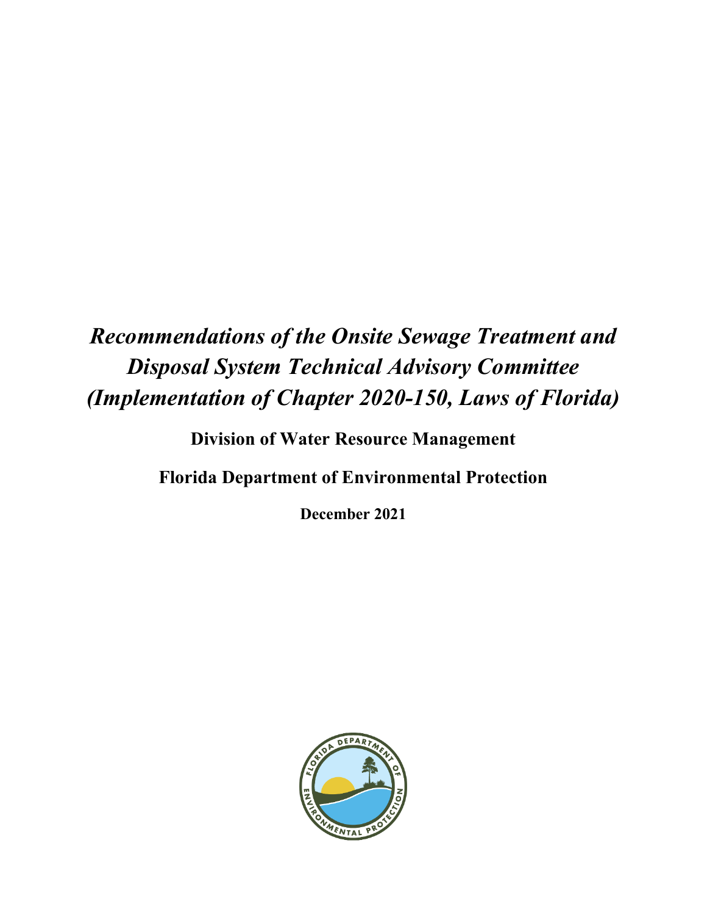# *Recommendations of the Onsite Sewage Treatment and Disposal System Technical Advisory Committee (Implementation of Chapter 2020-150, Laws of Florida)*

**Division of Water Resource Management**

**Florida Department of Environmental Protection**

**December 2021**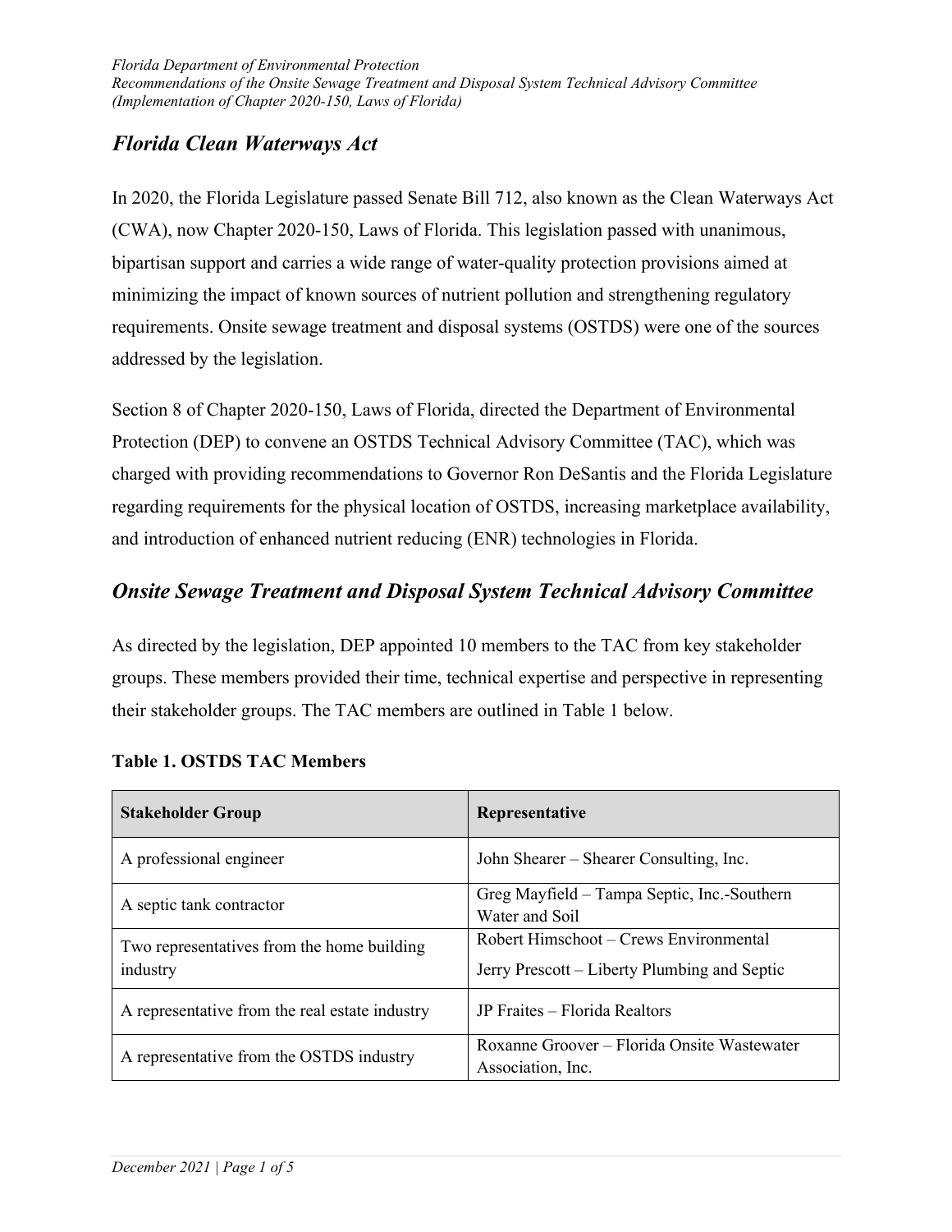## *Florida Clean Waterways Act*

In 2020, the Florida Legislature passed Senate Bill 712, also known as the Clean Waterways Act (CWA), now Chapter 2020-150, Laws of Florida. This legislation passed with unanimous, bipartisan support and carries a wide range of water-quality protection provisions aimed at minimizing the impact of known sources of nutrient pollution and strengthening regulatory requirements. Onsite sewage treatment and disposal systems (OSTDS) were one of the sources addressed by the legislation.

Section 8 of Chapter 2020-150, Laws of Florida, directed the Department of Environmental Protection (DEP) to convene an OSTDS Technical Advisory Committee (TAC), which was charged with providing recommendations to Governor Ron DeSantis and the Florida Legislature regarding requirements for the physical location of OSTDS, increasing marketplace availability, and introduction of enhanced nutrient reducing (ENR) technologies in Florida.

## *Onsite Sewage Treatment and Disposal System Technical Advisory Committee*

As directed by the legislation, DEP appointed 10 members to the TAC from key stakeholder groups. These members provided their time, technical expertise and perspective in representing their stakeholder groups. The TAC members are outlined in Table 1 below.

**Table 1. OSTDS TAC Members**

| Stakeholder Group | Representative |
|---|---|
| A professional engineer | John Shearer – Shearer Consulting, Inc. |
| A septic tank contractor | Greg Mayfield – Tampa Septic, Inc.-Southern Water and Soil |
| Two representatives from the home building industry | Robert Himschoot – Crews Environmental<br>Jerry Prescott – Liberty Plumbing and Septic |
| A representative from the real estate industry | JP Fraites – Florida Realtors |
| A representative from the OSTDS industry | Roxanne Groover – Florida Onsite Wastewater Association, Inc. |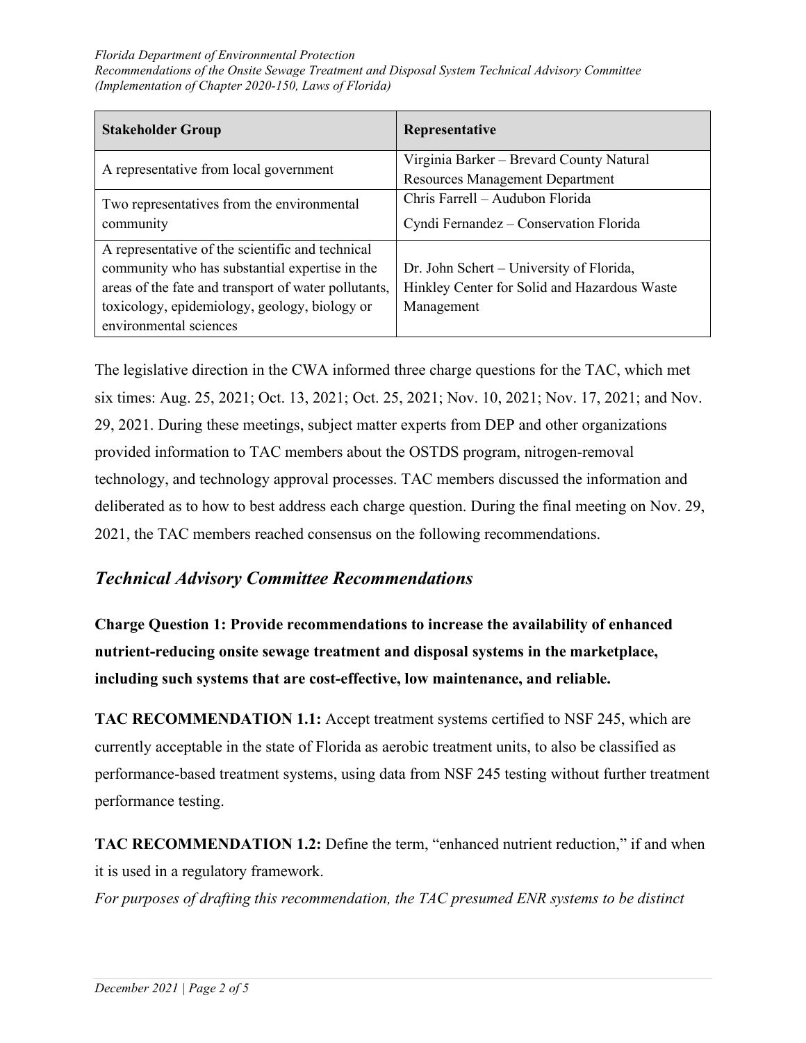| Stakeholder Group | Representative |
| --- | --- |
| A representative from local government | Virginia Barker – Brevard County Natural Resources Management Department |
| Two representatives from the environmental community | Chris Farrell – Audubon Florida<br>Cyndi Fernandez – Conservation Florida |
| A representative of the scientific and technical community who has substantial expertise in the areas of the fate and transport of water pollutants, toxicology, epidemiology, geology, biology or environmental sciences | Dr. John Schert – University of Florida, Hinkley Center for Solid and Hazardous Waste Management |

The legislative direction in the CWA informed three charge questions for the TAC, which met six times: Aug. 25, 2021; Oct. 13, 2021; Oct. 25, 2021; Nov. 10, 2021; Nov. 17, 2021; and Nov. 29, 2021. During these meetings, subject matter experts from DEP and other organizations provided information to TAC members about the OSTDS program, nitrogen-removal technology, and technology approval processes. TAC members discussed the information and deliberated as to how to best address each charge question. During the final meeting on Nov. 29, 2021, the TAC members reached consensus on the following recommendations.

## *Technical Advisory Committee Recommendations*

**Charge Question 1: Provide recommendations to increase the availability of enhanced nutrient-reducing onsite sewage treatment and disposal systems in the marketplace, including such systems that are cost-effective, low maintenance, and reliable.**

**TAC RECOMMENDATION 1.1:** Accept treatment systems certified to NSF 245, which are currently acceptable in the state of Florida as aerobic treatment units, to also be classified as performance-based treatment systems, using data from NSF 245 testing without further treatment performance testing.

**TAC RECOMMENDATION 1.2:** Define the term, "enhanced nutrient reduction," if and when it is used in a regulatory framework.

*For purposes of drafting this recommendation, the TAC presumed ENR systems to be distinct*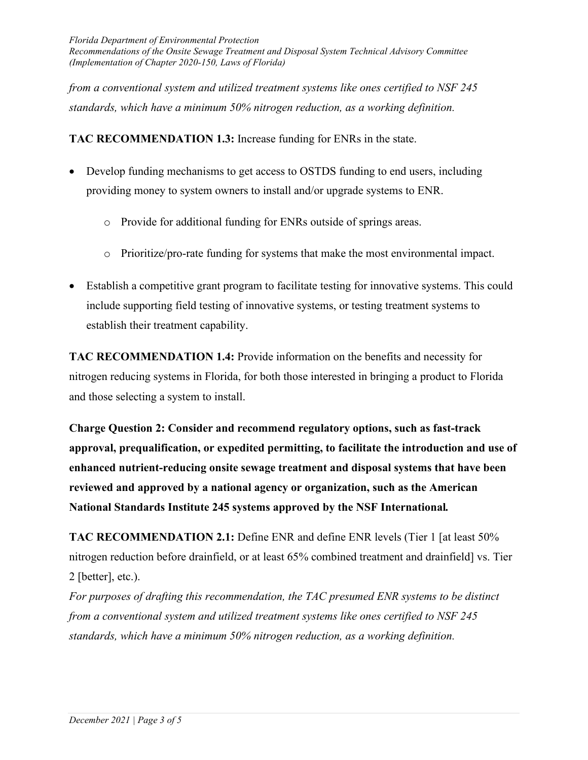*from a conventional system and utilized treatment systems like ones certified to NSF 245 standards, which have a minimum 50% nitrogen reduction, as a working definition.*

**TAC RECOMMENDATION 1.3:** Increase funding for ENRs in the state.

- Develop funding mechanisms to get access to OSTDS funding to end users, including providing money to system owners to install and/or upgrade systems to ENR.
  - Provide for additional funding for ENRs outside of springs areas.
  - Prioritize/pro-rate funding for systems that make the most environmental impact.
- Establish a competitive grant program to facilitate testing for innovative systems. This could include supporting field testing of innovative systems, or testing treatment systems to establish their treatment capability.

**TAC RECOMMENDATION 1.4:** Provide information on the benefits and necessity for nitrogen reducing systems in Florida, for both those interested in bringing a product to Florida and those selecting a system to install.

**Charge Question 2: Consider and recommend regulatory options, such as fast-track approval, prequalification, or expedited permitting, to facilitate the introduction and use of enhanced nutrient-reducing onsite sewage treatment and disposal systems that have been reviewed and approved by a national agency or organization, such as the American National Standards Institute 245 systems approved by the NSF International.**

**TAC RECOMMENDATION 2.1:** Define ENR and define ENR levels (Tier 1 [at least 50% nitrogen reduction before drainfield, or at least 65% combined treatment and drainfield] vs. Tier 2 [better], etc.).

*For purposes of drafting this recommendation, the TAC presumed ENR systems to be distinct from a conventional system and utilized treatment systems like ones certified to NSF 245 standards, which have a minimum 50% nitrogen reduction, as a working definition.*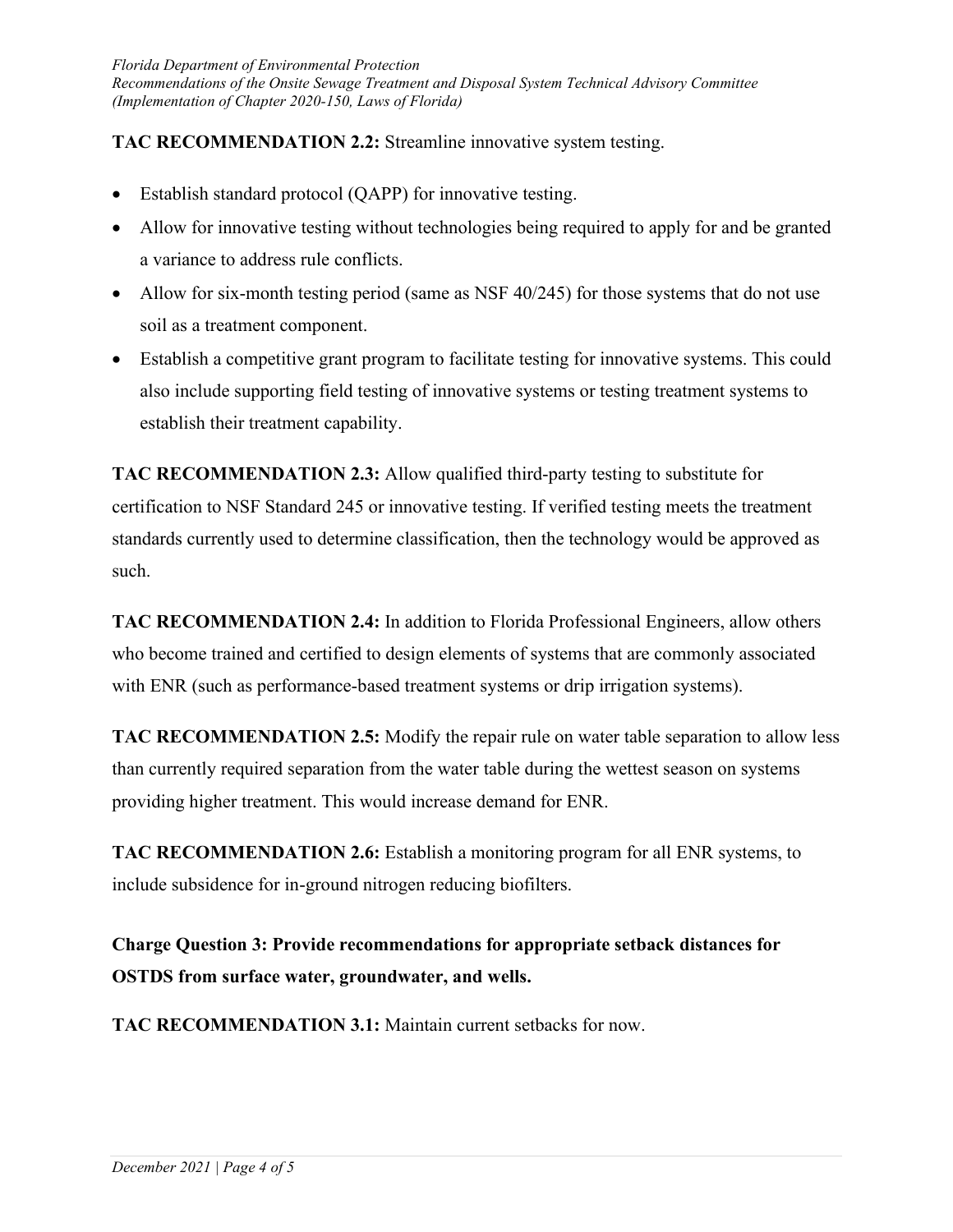**TAC RECOMMENDATION 2.2:** Streamline innovative system testing.

- Establish standard protocol (QAPP) for innovative testing.
- Allow for innovative testing without technologies being required to apply for and be granted a variance to address rule conflicts.
- Allow for six-month testing period (same as NSF 40/245) for those systems that do not use soil as a treatment component.
- Establish a competitive grant program to facilitate testing for innovative systems. This could also include supporting field testing of innovative systems or testing treatment systems to establish their treatment capability.

**TAC RECOMMENDATION 2.3:** Allow qualified third-party testing to substitute for certification to NSF Standard 245 or innovative testing. If verified testing meets the treatment standards currently used to determine classification, then the technology would be approved as such.

**TAC RECOMMENDATION 2.4:** In addition to Florida Professional Engineers, allow others who become trained and certified to design elements of systems that are commonly associated with ENR (such as performance-based treatment systems or drip irrigation systems).

**TAC RECOMMENDATION 2.5:** Modify the repair rule on water table separation to allow less than currently required separation from the water table during the wettest season on systems providing higher treatment. This would increase demand for ENR.

**TAC RECOMMENDATION 2.6:** Establish a monitoring program for all ENR systems, to include subsidence for in-ground nitrogen reducing biofilters.

**Charge Question 3: Provide recommendations for appropriate setback distances for OSTDS from surface water, groundwater, and wells.**

**TAC RECOMMENDATION 3.1:** Maintain current setbacks for now.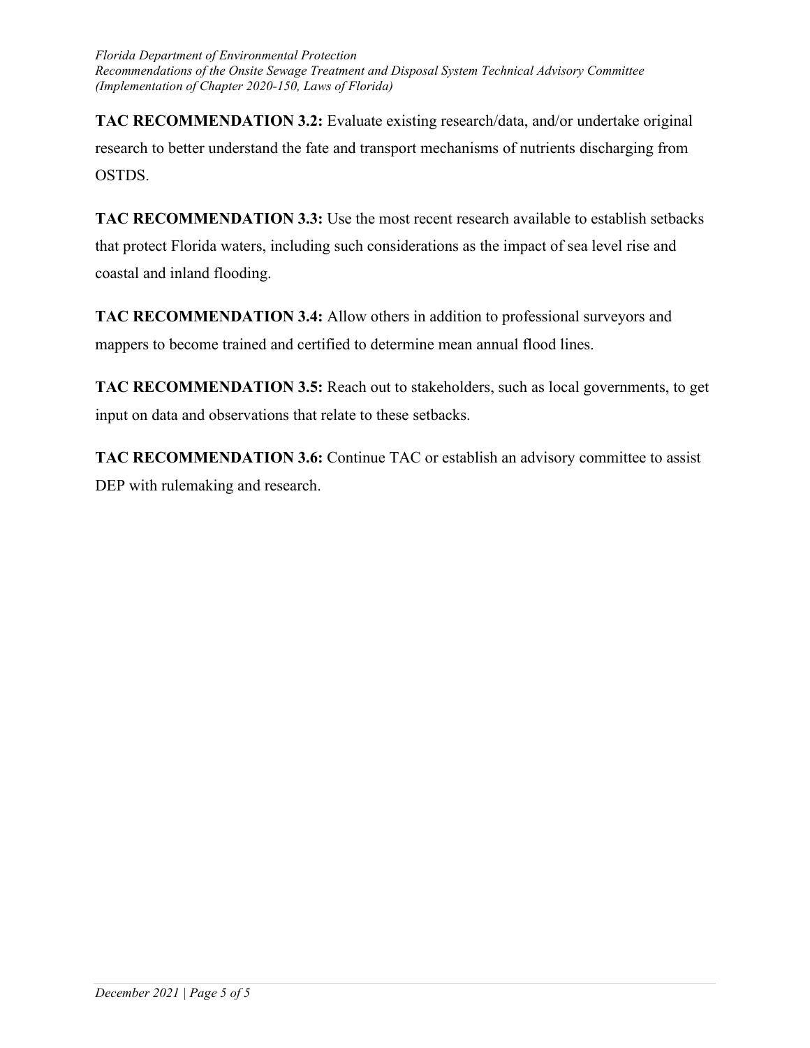**TAC RECOMMENDATION 3.2:** Evaluate existing research/data, and/or undertake original research to better understand the fate and transport mechanisms of nutrients discharging from OSTDS.

**TAC RECOMMENDATION 3.3:** Use the most recent research available to establish setbacks that protect Florida waters, including such considerations as the impact of sea level rise and coastal and inland flooding.

**TAC RECOMMENDATION 3.4:** Allow others in addition to professional surveyors and mappers to become trained and certified to determine mean annual flood lines.

**TAC RECOMMENDATION 3.5:** Reach out to stakeholders, such as local governments, to get input on data and observations that relate to these setbacks.

**TAC RECOMMENDATION 3.6:** Continue TAC or establish an advisory committee to assist DEP with rulemaking and research.